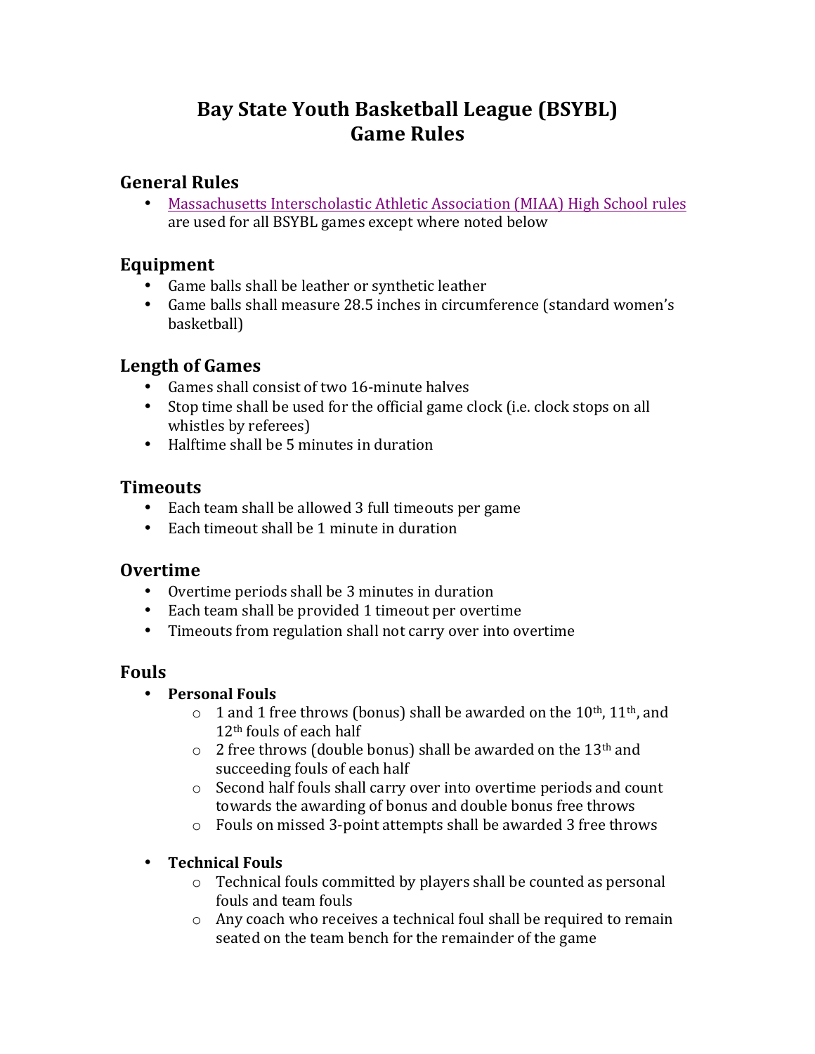# Bay State Youth Basketball League (BSYBL)
# Game Rules

## General Rules

- Massachusetts Interscholastic Athletic Association (MIAA) High School rules are used for all BSYBL games except where noted below

## Equipment

- Game balls shall be leather or synthetic leather
- Game balls shall measure 28.5 inches in circumference (standard women's basketball)

## Length of Games

- Games shall consist of two 16-minute halves
- Stop time shall be used for the official game clock (i.e. clock stops on all whistles by referees)
- Halftime shall be 5 minutes in duration

## Timeouts

- Each team shall be allowed 3 full timeouts per game
- Each timeout shall be 1 minute in duration

## Overtime

- Overtime periods shall be 3 minutes in duration
- Each team shall be provided 1 timeout per overtime
- Timeouts from regulation shall not carry over into overtime

## Fouls

- **Personal Fouls**
  - 1 and 1 free throws (bonus) shall be awarded on the 10th, 11th, and 12th fouls of each half
  - 2 free throws (double bonus) shall be awarded on the 13th and succeeding fouls of each half
  - Second half fouls shall carry over into overtime periods and count towards the awarding of bonus and double bonus free throws
  - Fouls on missed 3-point attempts shall be awarded 3 free throws

- **Technical Fouls**
  - Technical fouls committed by players shall be counted as personal fouls and team fouls
  - Any coach who receives a technical foul shall be required to remain seated on the team bench for the remainder of the game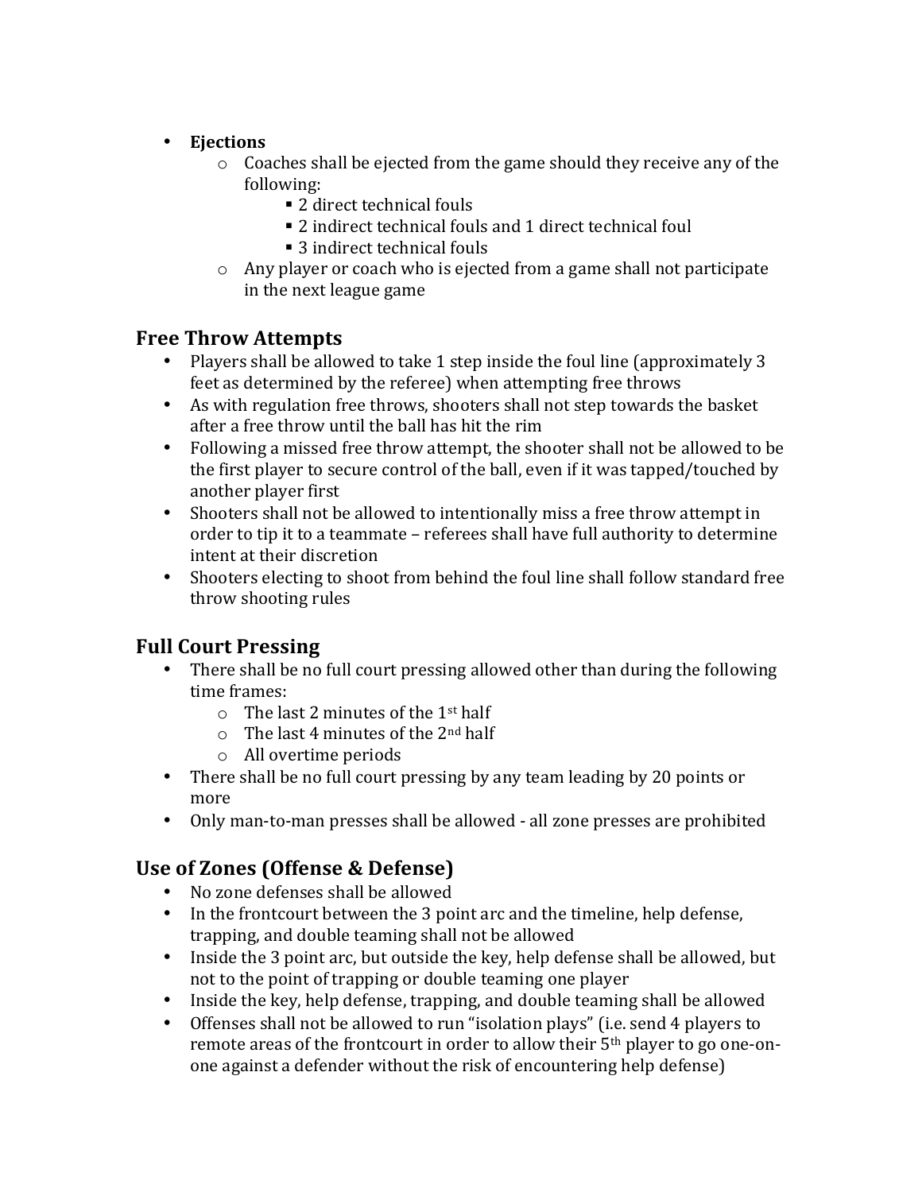- **Ejections**
  - Coaches shall be ejected from the game should they receive any of the following:
    - 2 direct technical fouls
    - 2 indirect technical fouls and 1 direct technical foul
    - 3 indirect technical fouls
  - Any player or coach who is ejected from a game shall not participate in the next league game

## Free Throw Attempts

- Players shall be allowed to take 1 step inside the foul line (approximately 3 feet as determined by the referee) when attempting free throws
- As with regulation free throws, shooters shall not step towards the basket after a free throw until the ball has hit the rim
- Following a missed free throw attempt, the shooter shall not be allowed to be the first player to secure control of the ball, even if it was tapped/touched by another player first
- Shooters shall not be allowed to intentionally miss a free throw attempt in order to tip it to a teammate – referees shall have full authority to determine intent at their discretion
- Shooters electing to shoot from behind the foul line shall follow standard free throw shooting rules

## Full Court Pressing

- There shall be no full court pressing allowed other than during the following time frames:
  - The last 2 minutes of the 1st half
  - The last 4 minutes of the 2nd half
  - All overtime periods
- There shall be no full court pressing by any team leading by 20 points or more
- Only man-to-man presses shall be allowed - all zone presses are prohibited

## Use of Zones (Offense & Defense)

- No zone defenses shall be allowed
- In the frontcourt between the 3 point arc and the timeline, help defense, trapping, and double teaming shall not be allowed
- Inside the 3 point arc, but outside the key, help defense shall be allowed, but not to the point of trapping or double teaming one player
- Inside the key, help defense, trapping, and double teaming shall be allowed
- Offenses shall not be allowed to run "isolation plays" (i.e. send 4 players to remote areas of the frontcourt in order to allow their 5th player to go one-on-one against a defender without the risk of encountering help defense)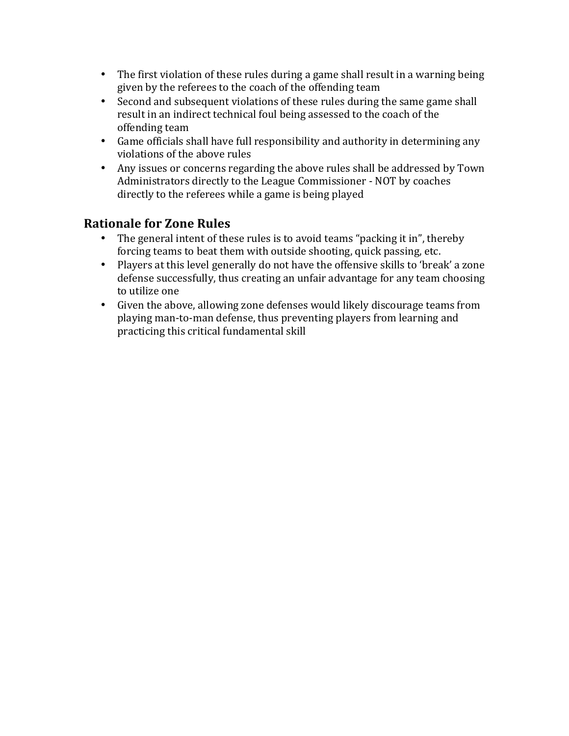- The first violation of these rules during a game shall result in a warning being given by the referees to the coach of the offending team
- Second and subsequent violations of these rules during the same game shall result in an indirect technical foul being assessed to the coach of the offending team
- Game officials shall have full responsibility and authority in determining any violations of the above rules
- Any issues or concerns regarding the above rules shall be addressed by Town Administrators directly to the League Commissioner - NOT by coaches directly to the referees while a game is being played

## Rationale for Zone Rules

- The general intent of these rules is to avoid teams "packing it in", thereby forcing teams to beat them with outside shooting, quick passing, etc.
- Players at this level generally do not have the offensive skills to 'break' a zone defense successfully, thus creating an unfair advantage for any team choosing to utilize one
- Given the above, allowing zone defenses would likely discourage teams from playing man-to-man defense, thus preventing players from learning and practicing this critical fundamental skill